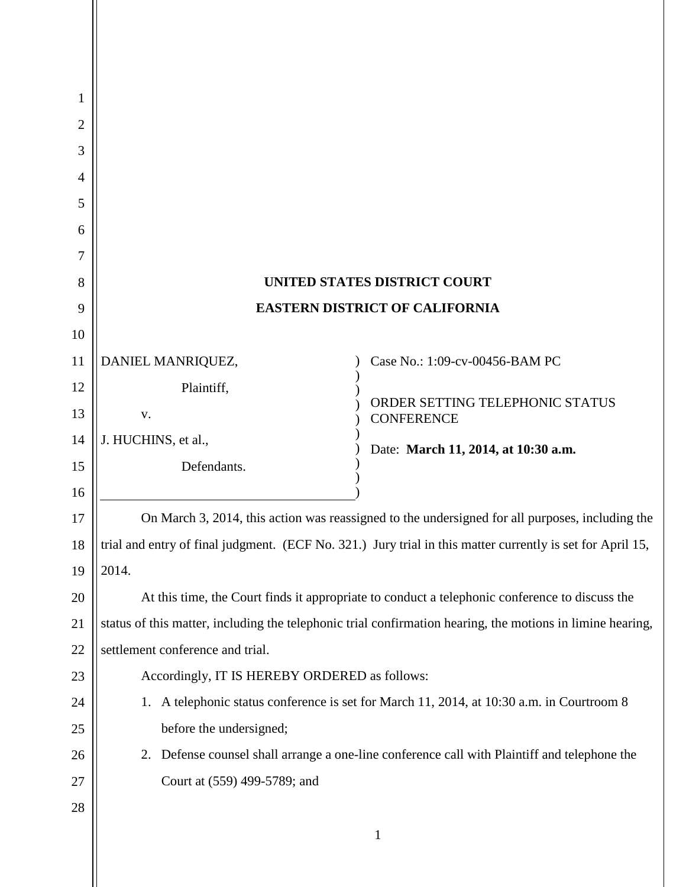# UNITED STATES DISTRICT COURT

# EASTERN DISTRICT OF CALIFORNIA

| | |
|---|---|
| DANIEL MANRIQUEZ,<br>Plaintiff,<br>v.<br>J. HUCHINS, et al.,<br>Defendants. | Case No.: 1:09-cv-00456-BAM PC<br><br>ORDER SETTING TELEPHONIC STATUS CONFERENCE<br><br>Date: **March 11, 2014, at 10:30 a.m.** |

On March 3, 2014, this action was reassigned to the undersigned for all purposes, including the trial and entry of final judgment. (ECF No. 321.) Jury trial in this matter currently is set for April 15, 2014.

At this time, the Court finds it appropriate to conduct a telephonic conference to discuss the status of this matter, including the telephonic trial confirmation hearing, the motions in limine hearing, settlement conference and trial.

Accordingly, IT IS HEREBY ORDERED as follows:

1. A telephonic status conference is set for March 11, 2014, at 10:30 a.m. in Courtroom 8 before the undersigned;
2. Defense counsel shall arrange a one-line conference call with Plaintiff and telephone the Court at (559) 499-5789; and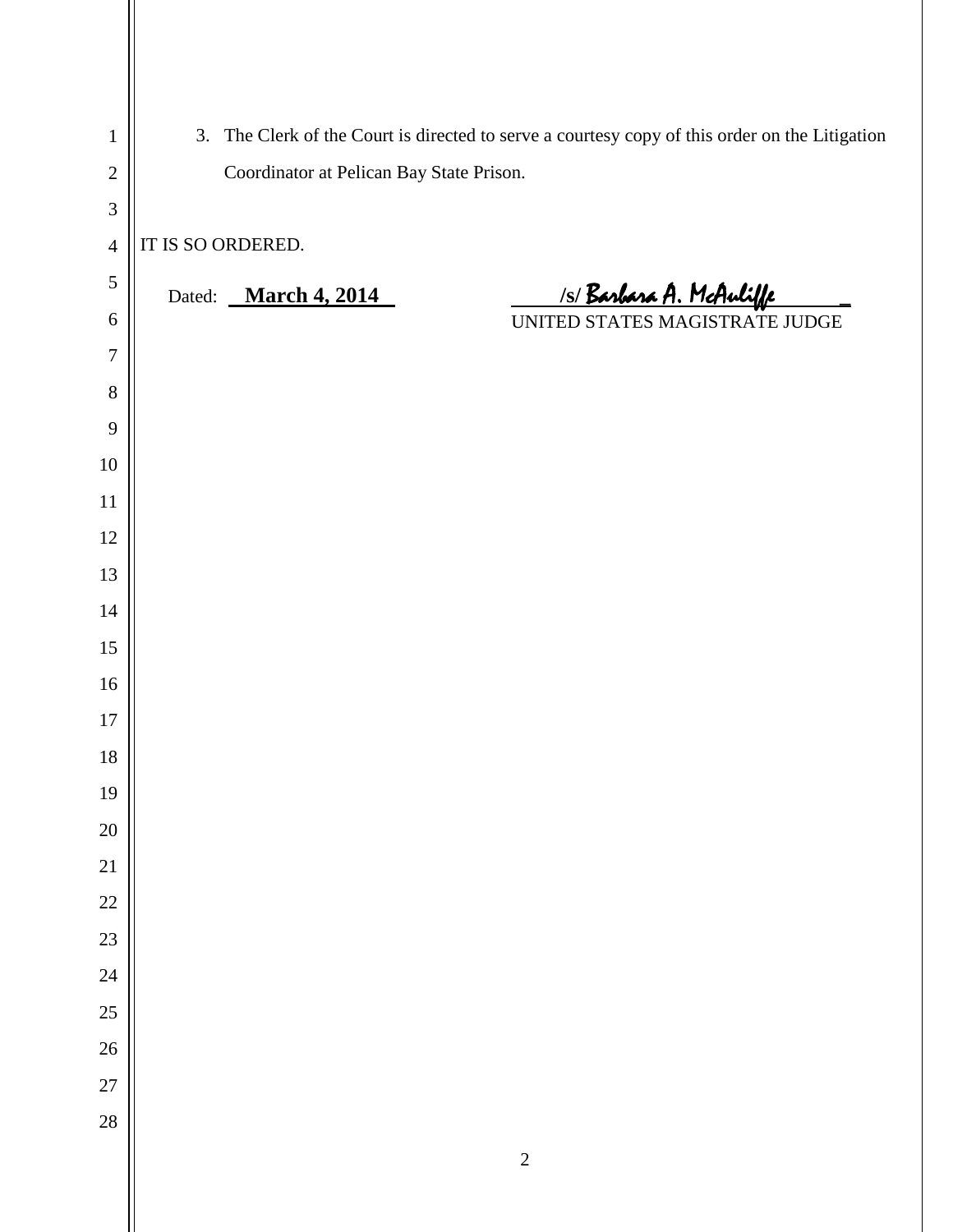3. The Clerk of the Court is directed to serve a courtesy copy of this order on the Litigation Coordinator at Pelican Bay State Prison.

IT IS SO ORDERED.

Dated: **March 4, 2014**

/s/ Barbara A. McAuliffe

UNITED STATES MAGISTRATE JUDGE